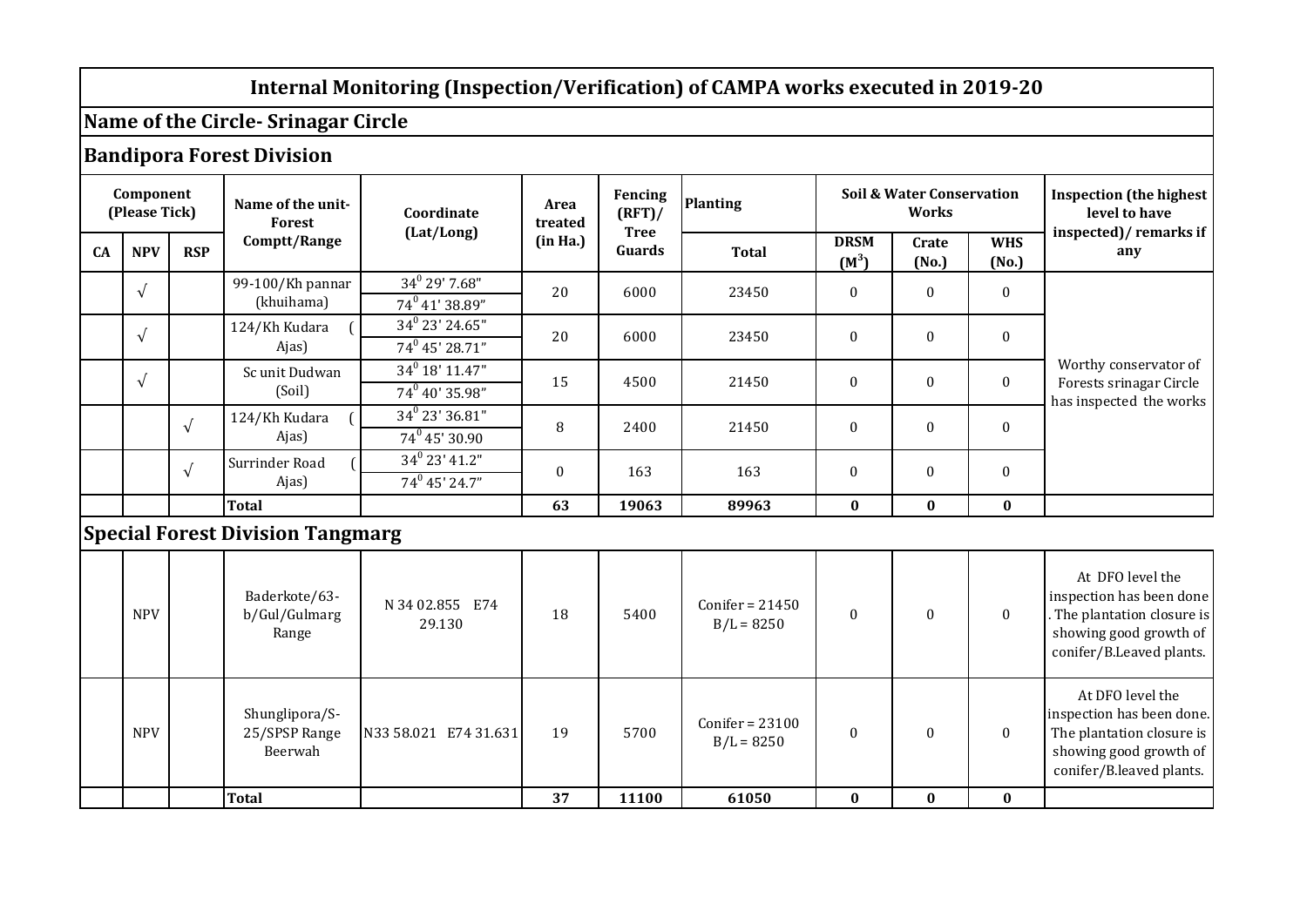# Internal Monitoring (Inspection/Verification) of CAMPA works executed in 2019-20

## Name of the Circle- Srinagar Circle

### Bandipora Forest Division

| Component (Please Tick) | | | Name of the unit-Forest Comptt/Range | Coordinate (Lat/Long) | Area treated (in Ha.) | Fencing (RFT)/ Tree Guards | Planting | Soil & Water Conservation Works | | | Inspection (the highest level to have inspected)/ remarks if any |
|---|---|---|---|---|---|---|---|---|---|---|---|
| CA | NPV | RSP | | | | | Total | DRSM ($M^3$) | Crate (No.) | WHS (No.) | |
| | √ | | 99-100/Kh pannar (khuihama) | $34^0$ 29' 7.68" / $74^0$ 41' 38.89" | 20 | 6000 | 23450 | 0 | 0 | 0 | Worthy conservator of Forests srinagar Circle has inspected the works |
| | √ | | 124/Kh Kudara ( Ajas) | $34^0$ 23' 24.65" / $74^0$ 45' 28.71" | 20 | 6000 | 23450 | 0 | 0 | 0 | |
| | √ | | Sc unit Dudwan (Soil) | $34^0$ 18' 11.47" / $74^0$ 40' 35.98" | 15 | 4500 | 21450 | 0 | 0 | 0 | |
| | | √ | 124/Kh Kudara ( Ajas) | $34^0$ 23' 36.81" / $74^0$ 45' 30.90 | 8 | 2400 | 21450 | 0 | 0 | 0 | |
| | | √ | Surrinder Road ( Ajas) | $34^0$ 23' 41.2" / $74^0$ 45' 24.7" | 0 | 163 | 163 | 0 | 0 | 0 | |
| | | | **Total** | | **63** | **19063** | **89963** | **0** | **0** | **0** | |

### Special Forest Division Tangmarg

| CA | NPV | RSP | Name of the unit-Forest Comptt/Range | Coordinate (Lat/Long) | Area treated (in Ha.) | Fencing (RFT)/ Tree Guards | Planting Total | DRSM ($M^3$) | Crate (No.) | WHS (No.) | Inspection (the highest level to have inspected)/ remarks if any |
|---|---|---|---|---|---|---|---|---|---|---|---|
| | NPV | | Baderkote/63-b/Gul/Gulmarg Range | N 34 02.855 E74 29.130 | 18 | 5400 | Conifer = 21450 B/L = 8250 | 0 | 0 | 0 | At DFO level the inspection has been done . The plantation closure is showing good growth of conifer/B.Leaved plants. |
| | NPV | | Shunglipora/S-25/SPSP Range Beerwah | N33 58.021 E74 31.631 | 19 | 5700 | Conifer = 23100 B/L = 8250 | 0 | 0 | 0 | At DFO level the inspection has been done. The plantation closure is showing good growth of conifer/B.leaved plants. |
| | | | **Total** | | **37** | **11100** | **61050** | **0** | **0** | **0** | |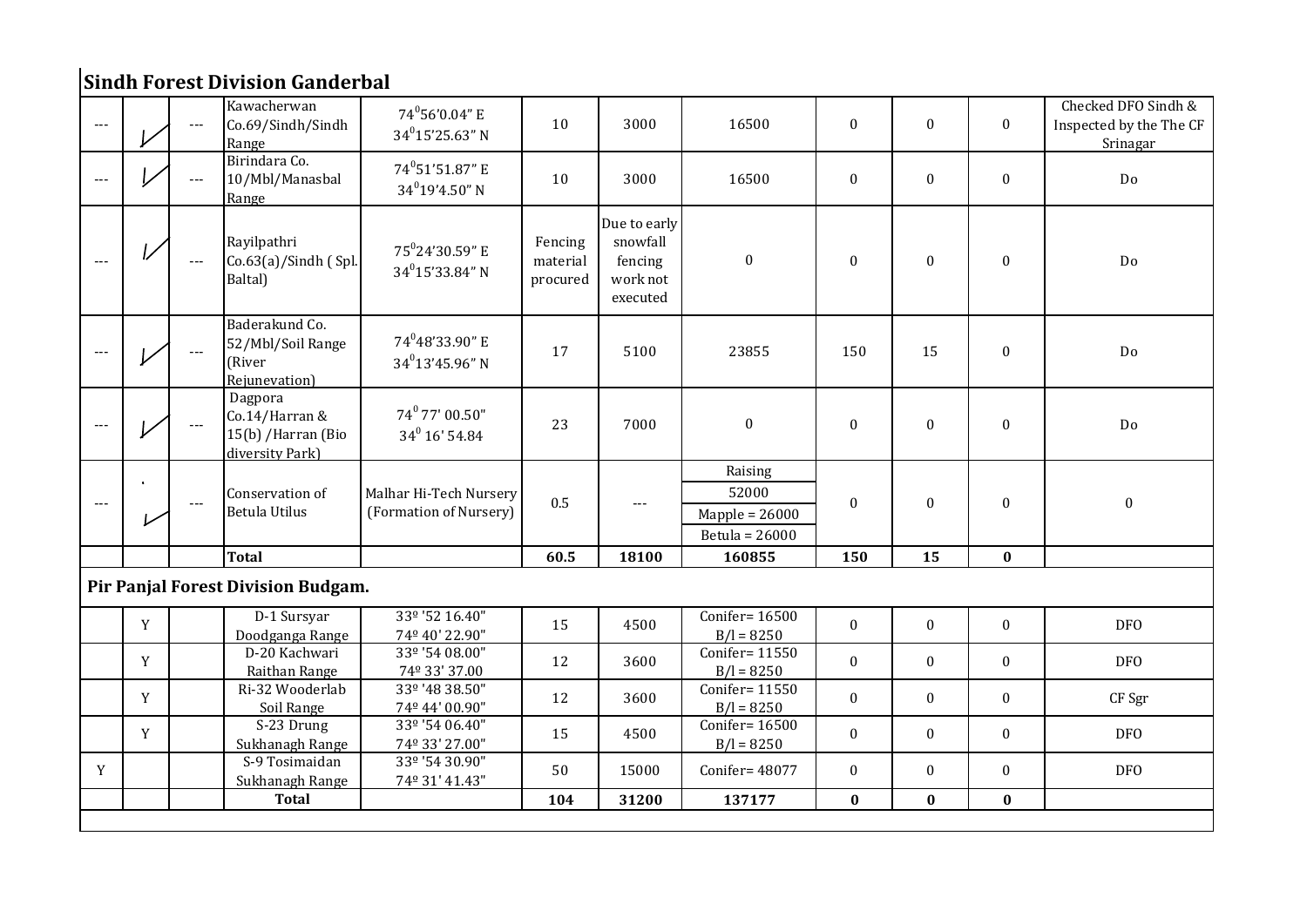## Sindh Forest Division Ganderbal

| | | | | | | | | | | | |
|---|---|---|---|---|---|---|---|---|---|---|---|
| --- | ✓ | --- | Kawacherwan Co.69/Sindh/Sindh Range | 74°56'0.04" E 34°15'25.63" N | 10 | 3000 | 16500 | 0 | 0 | 0 | Checked DFO Sindh & Inspected by the The CF Srinagar |
| --- | ✓ | --- | Birindara Co. 10/Mbl/Manasbal Range | 74°51'51.87" E 34°19'4.50" N | 10 | 3000 | 16500 | 0 | 0 | 0 | Do |
| --- | ✓ | --- | Rayilpathri Co.63(a)/Sindh ( Spl. Baltal) | 75°24'30.59" E 34°15'33.84" N | Fencing material procured | Due to early snowfall fencing work not executed | 0 | 0 | 0 | 0 | Do |
| --- | ✓ | --- | Baderakund Co. 52/Mbl/Soil Range (River Rejunevation) | 74°48'33.90" E 34°13'45.96" N | 17 | 5100 | 23855 | 150 | 15 | 0 | Do |
| --- | ✓ | --- | Dagpora Co.14/Harran & 15(b) /Harran (Bio diversity Park) | 74° 77' 00.50" 34° 16' 54.84 | 23 | 7000 | 0 | 0 | 0 | 0 | Do |
| --- | ✓ | --- | Conservation of Betula Utilus | Malhar Hi-Tech Nursery (Formation of Nursery) | 0.5 | --- | Raising 52000 Mapple = 26000 Betula = 26000 | 0 | 0 | 0 | 0 |
| | | | **Total** | | **60.5** | **18100** | **160855** | **150** | **15** | **0** | |

## Pir Panjal Forest Division Budgam.

| | | | | | | | | | | | |
|---|---|---|---|---|---|---|---|---|---|---|---|
| | Y | | D-1 Sursyar Doodganga Range | 33º '52 16.40" 74º 40' 22.90" | 15 | 4500 | Conifer= 16500 B/l = 8250 | 0 | 0 | 0 | DFO |
| | Y | | D-20 Kachwari Raithan Range | 33º '54 08.00" 74º 33' 37.00 | 12 | 3600 | Conifer= 11550 B/l = 8250 | 0 | 0 | 0 | DFO |
| | Y | | Ri-32 Wooderlab Soil Range | 33º '48 38.50" 74º 44' 00.90" | 12 | 3600 | Conifer= 11550 B/l = 8250 | 0 | 0 | 0 | CF Sgr |
| | Y | | S-23 Drung Sukhanagh Range | 33º '54 06.40" 74º 33' 27.00" | 15 | 4500 | Conifer= 16500 B/l = 8250 | 0 | 0 | 0 | DFO |
| Y | | | S-9 Tosimaidan Sukhanagh Range | 33º '54 30.90" 74º 31' 41.43" | 50 | 15000 | Conifer= 48077 | 0 | 0 | 0 | DFO |
| | | | **Total** | | **104** | **31200** | **137177** | **0** | **0** | **0** | |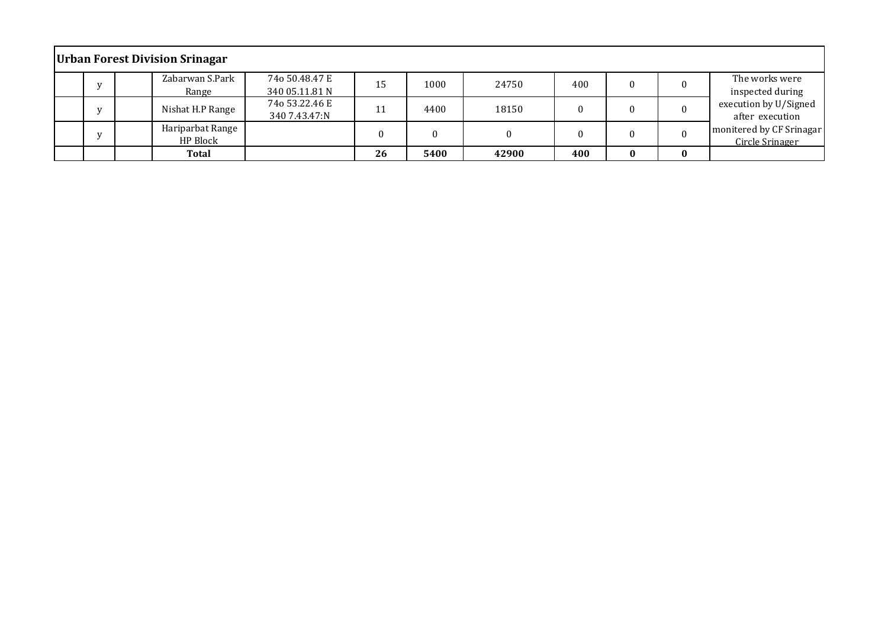| Urban Forest Division Srinagar | | | | | | | | | | | |
|---|---|---|---|---|---|---|---|---|---|---|---|
| | y | | Zabarwan S.Park Range | 74o 50.48.47 E 340 05.11.81 N | 15 | 1000 | 24750 | 400 | 0 | 0 | The works were inspected during execution by U/Signed after execution monitered by CF Srinagar Circle Srinager |
| | y | | Nishat H.P Range | 74o 53.22.46 E 340 7.43.47:N | 11 | 4400 | 18150 | 0 | 0 | 0 | |
| | y | | Hariparbat Range HP Block | | 0 | 0 | 0 | 0 | 0 | 0 | |
| | | | **Total** | | **26** | **5400** | **42900** | **400** | **0** | **0** | |